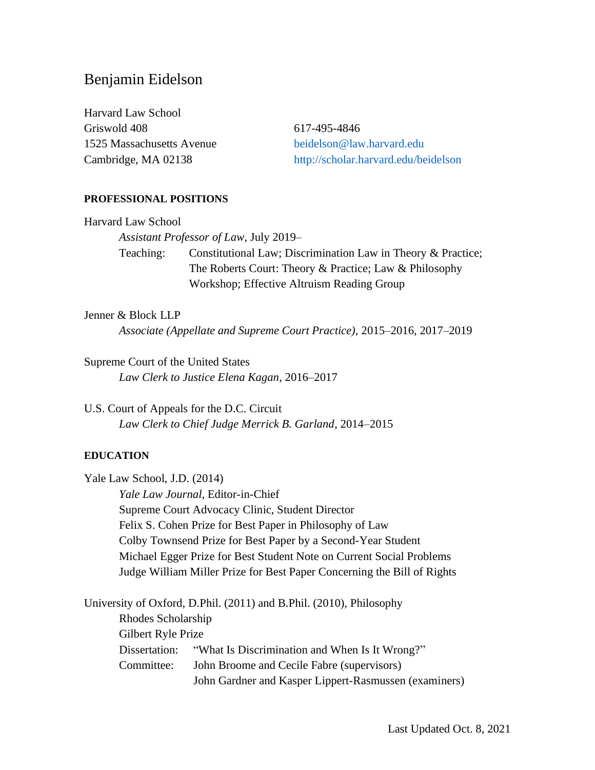# Benjamin Eidelson

Harvard Law School
Griswold 408
1525 Massachusetts Avenue
Cambridge, MA 02138

617-495-4846
beidelson@law.harvard.edu
http://scholar.harvard.edu/beidelson

## PROFESSIONAL POSITIONS

Harvard Law School

*Assistant Professor of Law*, July 2019–

Teaching: Constitutional Law; Discrimination Law in Theory & Practice; The Roberts Court: Theory & Practice; Law & Philosophy Workshop; Effective Altruism Reading Group

Jenner & Block LLP

*Associate (Appellate and Supreme Court Practice)*, 2015–2016, 2017–2019

Supreme Court of the United States

*Law Clerk to Justice Elena Kagan*, 2016–2017

U.S. Court of Appeals for the D.C. Circuit

*Law Clerk to Chief Judge Merrick B. Garland*, 2014–2015

## EDUCATION

Yale Law School, J.D. (2014)

*Yale Law Journal*, Editor-in-Chief
Supreme Court Advocacy Clinic, Student Director
Felix S. Cohen Prize for Best Paper in Philosophy of Law
Colby Townsend Prize for Best Paper by a Second-Year Student
Michael Egger Prize for Best Student Note on Current Social Problems
Judge William Miller Prize for Best Paper Concerning the Bill of Rights

University of Oxford, D.Phil. (2011) and B.Phil. (2010), Philosophy

Rhodes Scholarship
Gilbert Ryle Prize
Dissertation: "What Is Discrimination and When Is It Wrong?"
Committee: John Broome and Cecile Fabre (supervisors)
John Gardner and Kasper Lippert-Rasmussen (examiners)

Last Updated Oct. 8, 2021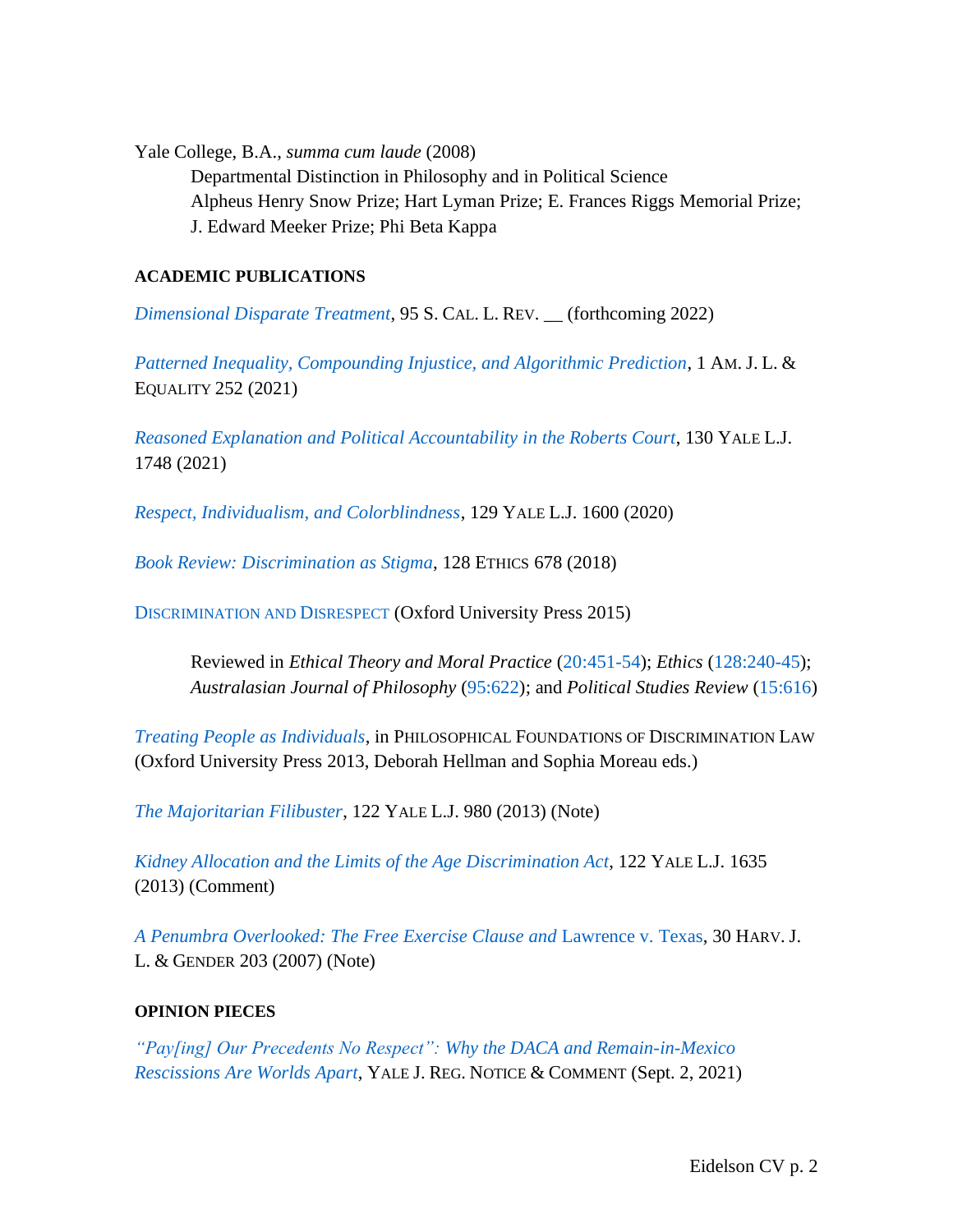Yale College, B.A., *summa cum laude* (2008)

Departmental Distinction in Philosophy and in Political Science
Alpheus Henry Snow Prize; Hart Lyman Prize; E. Frances Riggs Memorial Prize; J. Edward Meeker Prize; Phi Beta Kappa

**ACADEMIC PUBLICATIONS**

*Dimensional Disparate Treatment*, 95 S. CAL. L. REV. __ (forthcoming 2022)

*Patterned Inequality, Compounding Injustice, and Algorithmic Prediction*, 1 AM. J. L. & EQUALITY 252 (2021)

*Reasoned Explanation and Political Accountability in the Roberts Court*, 130 YALE L.J. 1748 (2021)

*Respect, Individualism, and Colorblindness*, 129 YALE L.J. 1600 (2020)

*Book Review: Discrimination as Stigma*, 128 ETHICS 678 (2018)

DISCRIMINATION AND DISRESPECT (Oxford University Press 2015)

> Reviewed in *Ethical Theory and Moral Practice* (20:451-54); *Ethics* (128:240-45); *Australasian Journal of Philosophy* (95:622); and *Political Studies Review* (15:616)

*Treating People as Individuals*, in PHILOSOPHICAL FOUNDATIONS OF DISCRIMINATION LAW (Oxford University Press 2013, Deborah Hellman and Sophia Moreau eds.)

*The Majoritarian Filibuster*, 122 YALE L.J. 980 (2013) (Note)

*Kidney Allocation and the Limits of the Age Discrimination Act*, 122 YALE L.J. 1635 (2013) (Comment)

*A Penumbra Overlooked: The Free Exercise Clause and* Lawrence v. Texas, 30 HARV. J. L. & GENDER 203 (2007) (Note)

**OPINION PIECES**

*"Pay[ing] Our Precedents No Respect": Why the DACA and Remain-in-Mexico Rescissions Are Worlds Apart*, YALE J. REG. NOTICE & COMMENT (Sept. 2, 2021)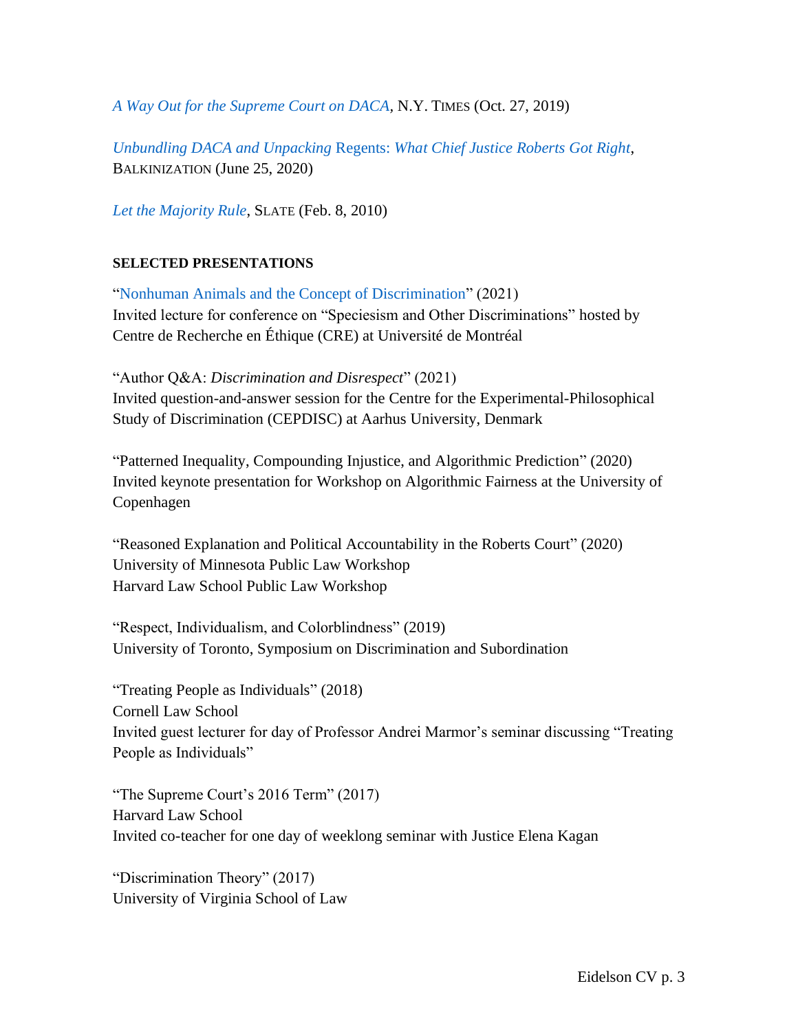*A Way Out for the Supreme Court on DACA*, N.Y. TIMES (Oct. 27, 2019)

*Unbundling DACA and Unpacking* Regents: *What Chief Justice Roberts Got Right*, BALKINIZATION (June 25, 2020)

*Let the Majority Rule*, SLATE (Feb. 8, 2010)

**SELECTED PRESENTATIONS**

"Nonhuman Animals and the Concept of Discrimination" (2021)
Invited lecture for conference on "Speciesism and Other Discriminations" hosted by Centre de Recherche en Éthique (CRE) at Université de Montréal

"Author Q&A: *Discrimination and Disrespect*" (2021)
Invited question-and-answer session for the Centre for the Experimental-Philosophical Study of Discrimination (CEPDISC) at Aarhus University, Denmark

"Patterned Inequality, Compounding Injustice, and Algorithmic Prediction" (2020)
Invited keynote presentation for Workshop on Algorithmic Fairness at the University of Copenhagen

"Reasoned Explanation and Political Accountability in the Roberts Court" (2020)
University of Minnesota Public Law Workshop
Harvard Law School Public Law Workshop

"Respect, Individualism, and Colorblindness" (2019)
University of Toronto, Symposium on Discrimination and Subordination

"Treating People as Individuals" (2018)
Cornell Law School
Invited guest lecturer for day of Professor Andrei Marmor's seminar discussing "Treating People as Individuals"

"The Supreme Court's 2016 Term" (2017)
Harvard Law School
Invited co-teacher for one day of weeklong seminar with Justice Elena Kagan

"Discrimination Theory" (2017)
University of Virginia School of Law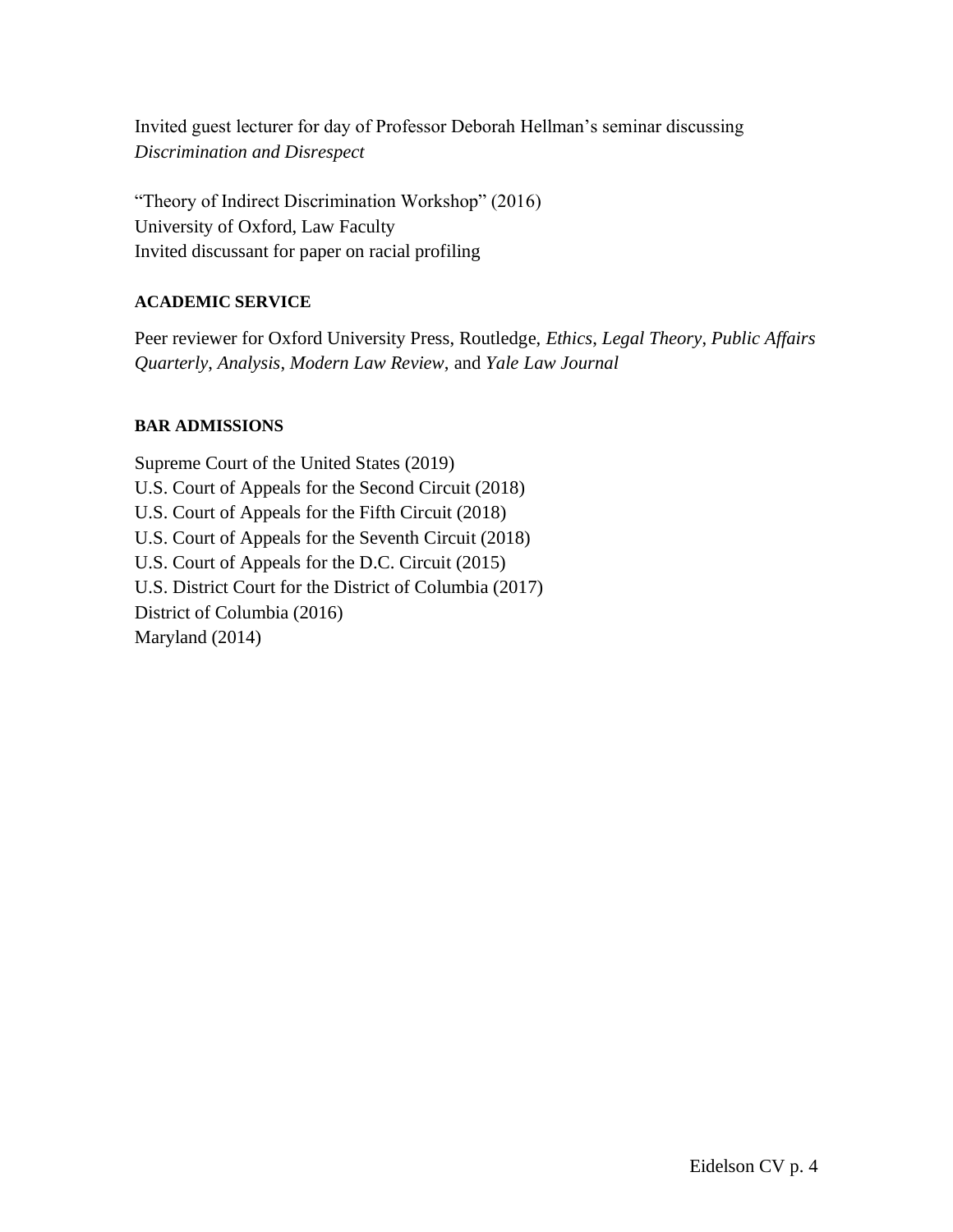Invited guest lecturer for day of Professor Deborah Hellman's seminar discussing *Discrimination and Disrespect*

"Theory of Indirect Discrimination Workshop" (2016)
University of Oxford, Law Faculty
Invited discussant for paper on racial profiling

## ACADEMIC SERVICE

Peer reviewer for Oxford University Press, Routledge, *Ethics*, *Legal Theory*, *Public Affairs Quarterly*, *Analysis*, *Modern Law Review*, and *Yale Law Journal*

## BAR ADMISSIONS

Supreme Court of the United States (2019)
U.S. Court of Appeals for the Second Circuit (2018)
U.S. Court of Appeals for the Fifth Circuit (2018)
U.S. Court of Appeals for the Seventh Circuit (2018)
U.S. Court of Appeals for the D.C. Circuit (2015)
U.S. District Court for the District of Columbia (2017)
District of Columbia (2016)
Maryland (2014)